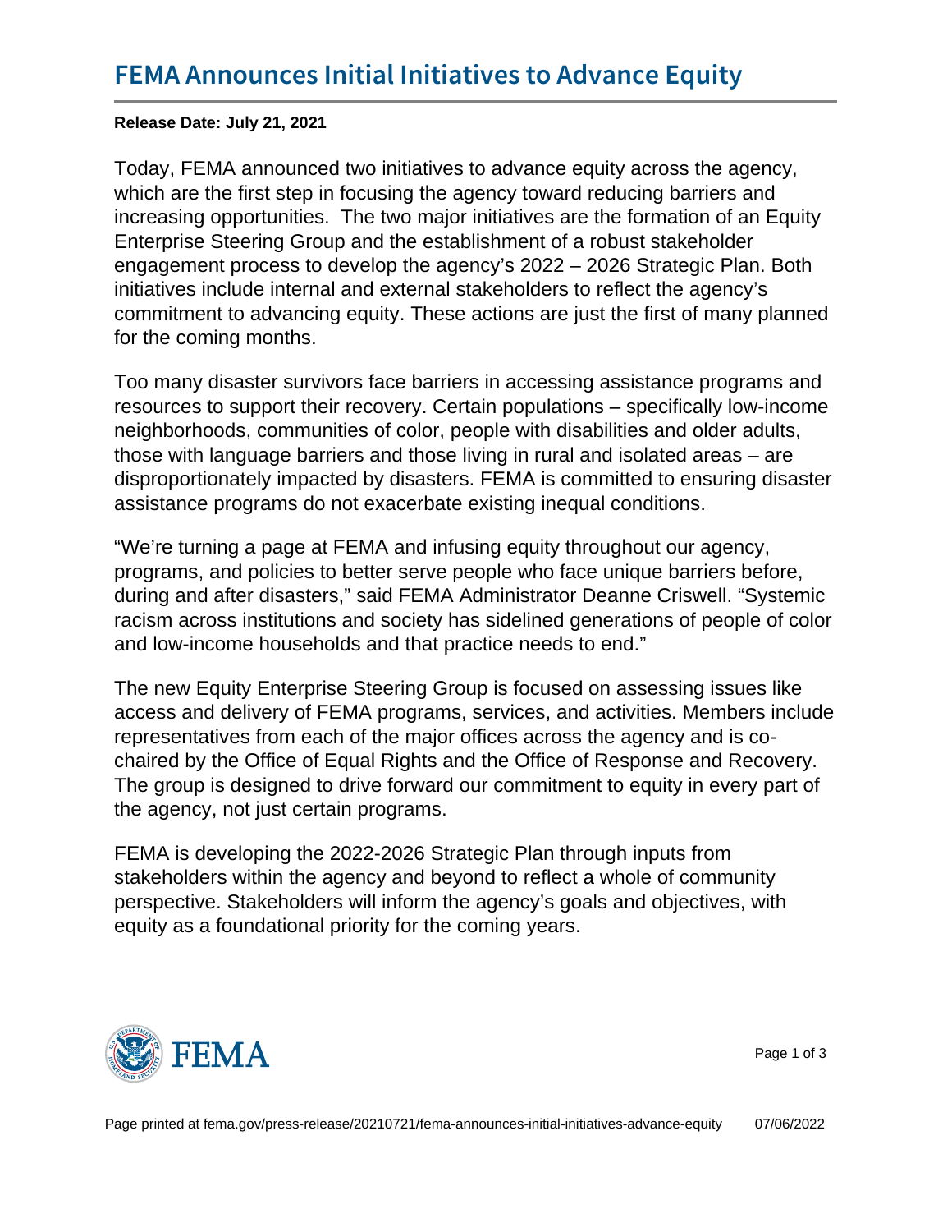# FEMA Announces Initial Initiatives to Advance Equity

**Release Date: July 21, 2021**

Today, FEMA announced two initiatives to advance equity across the agency, which are the first step in focusing the agency toward reducing barriers and increasing opportunities. The two major initiatives are the formation of an Equity Enterprise Steering Group and the establishment of a robust stakeholder engagement process to develop the agency's 2022 – 2026 Strategic Plan. Both initiatives include internal and external stakeholders to reflect the agency's commitment to advancing equity. These actions are just the first of many planned for the coming months.

Too many disaster survivors face barriers in accessing assistance programs and resources to support their recovery. Certain populations – specifically low-income neighborhoods, communities of color, people with disabilities and older adults, those with language barriers and those living in rural and isolated areas – are disproportionately impacted by disasters. FEMA is committed to ensuring disaster assistance programs do not exacerbate existing inequal conditions.

"We're turning a page at FEMA and infusing equity throughout our agency, programs, and policies to better serve people who face unique barriers before, during and after disasters," said FEMA Administrator Deanne Criswell. "Systemic racism across institutions and society has sidelined generations of people of color and low-income households and that practice needs to end."

The new Equity Enterprise Steering Group is focused on assessing issues like access and delivery of FEMA programs, services, and activities. Members include representatives from each of the major offices across the agency and is co-chaired by the Office of Equal Rights and the Office of Response and Recovery. The group is designed to drive forward our commitment to equity in every part of the agency, not just certain programs.

FEMA is developing the 2022-2026 Strategic Plan through inputs from stakeholders within the agency and beyond to reflect a whole of community perspective. Stakeholders will inform the agency's goals and objectives, with equity as a foundational priority for the coming years.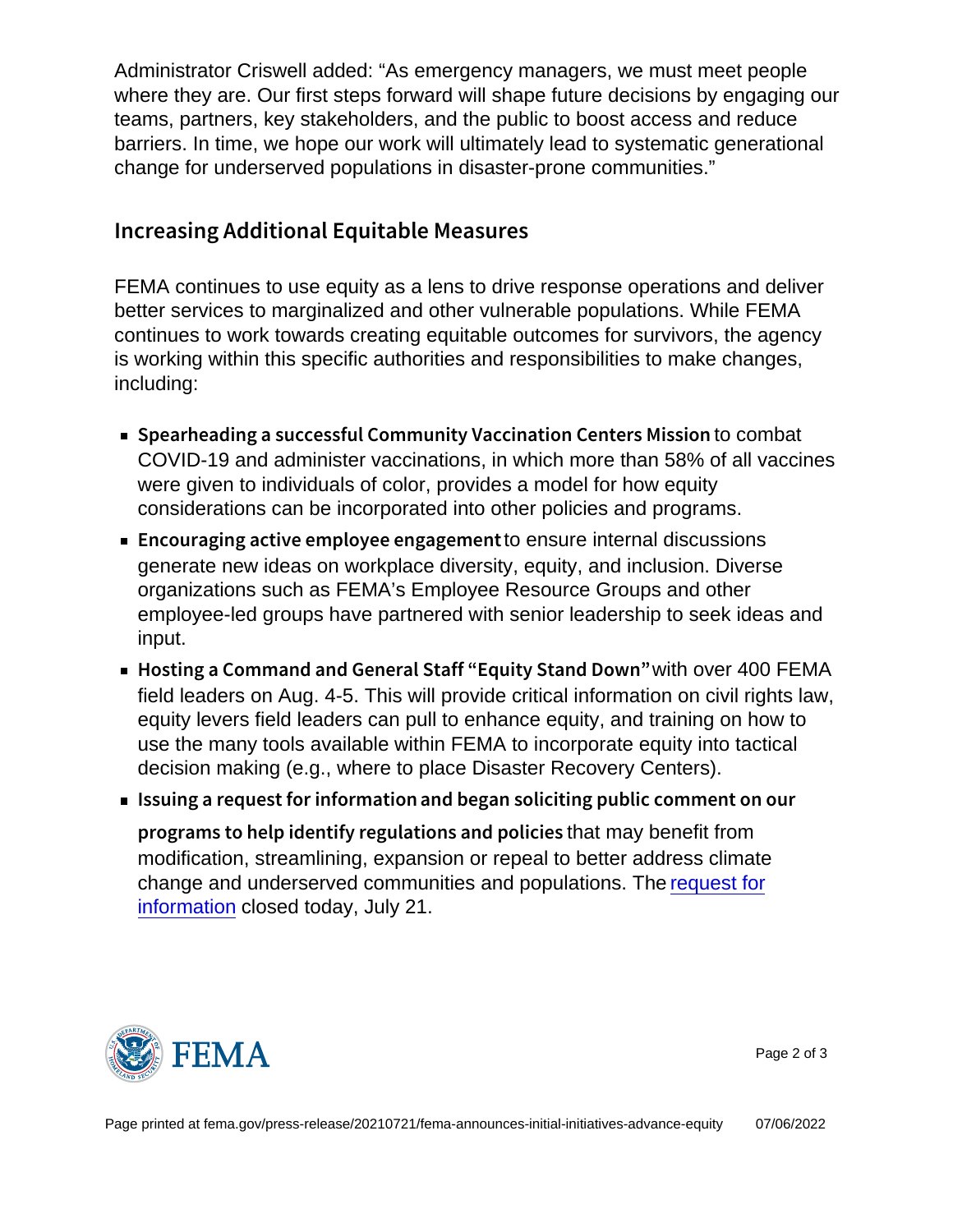Administrator Criswell added: “As emergency managers, we must meet people where they are. Our first steps forward will shape future decisions by engaging our teams, partners, key stakeholders, and the public to boost access and reduce barriers. In time, we hope our work will ultimately lead to systematic generational change for underserved populations in disaster-prone communities.”

## Increasing Additional Equitable Measures

FEMA continues to use equity as a lens to drive response operations and deliver better services to marginalized and other vulnerable populations. While FEMA continues to work towards creating equitable outcomes for survivors, the agency is working within this specific authorities and responsibilities to make changes, including:

- **Spearheading a successful Community Vaccination Centers Mission** to combat COVID-19 and administer vaccinations, in which more than 58% of all vaccines were given to individuals of color, provides a model for how equity considerations can be incorporated into other policies and programs.
- **Encouraging active employee engagement** to ensure internal discussions generate new ideas on workplace diversity, equity, and inclusion. Diverse organizations such as FEMA’s Employee Resource Groups and other employee-led groups have partnered with senior leadership to seek ideas and input.
- **Hosting a Command and General Staff “Equity Stand Down”** with over 400 FEMA field leaders on Aug. 4-5. This will provide critical information on civil rights law, equity levers field leaders can pull to enhance equity, and training on how to use the many tools available within FEMA to incorporate equity into tactical decision making (e.g., where to place Disaster Recovery Centers).
- **Issuing a request for information and began soliciting public comment on our programs to help identify regulations and policies** that may benefit from modification, streamlining, expansion or repeal to better address climate change and underserved communities and populations. The request for information closed today, July 21.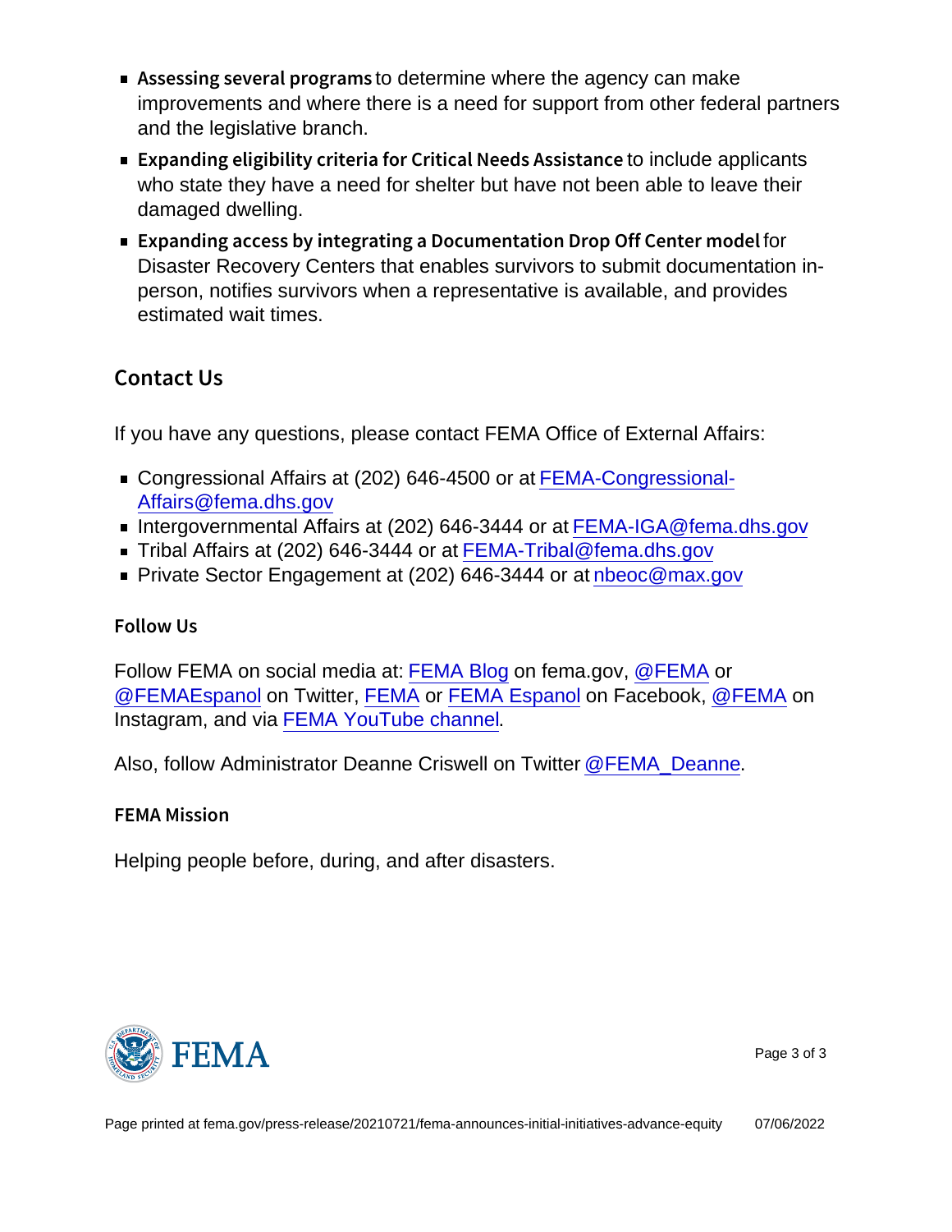- **Assessing several programs** to determine where the agency can make improvements and where there is a need for support from other federal partners and the legislative branch.
- **Expanding eligibility criteria for Critical Needs Assistance** to include applicants who state they have a need for shelter but have not been able to leave their damaged dwelling.
- **Expanding access by integrating a Documentation Drop Off Center model** for Disaster Recovery Centers that enables survivors to submit documentation in-person, notifies survivors when a representative is available, and provides estimated wait times.

## Contact Us

If you have any questions, please contact FEMA Office of External Affairs:

- Congressional Affairs at (202) 646-4500 or at FEMA-Congressional-Affairs@fema.dhs.gov
- Intergovernmental Affairs at (202) 646-3444 or at FEMA-IGA@fema.dhs.gov
- Tribal Affairs at (202) 646-3444 or at FEMA-Tribal@fema.dhs.gov
- Private Sector Engagement at (202) 646-3444 or at nbeoc@max.gov

### Follow Us

Follow FEMA on social media at: FEMA Blog on fema.gov, @FEMA or @FEMAEspanol on Twitter, FEMA or FEMA Espanol on Facebook, @FEMA on Instagram, and via FEMA YouTube channel.

Also, follow Administrator Deanne Criswell on Twitter @FEMA_Deanne.

### FEMA Mission

Helping people before, during, and after disasters.